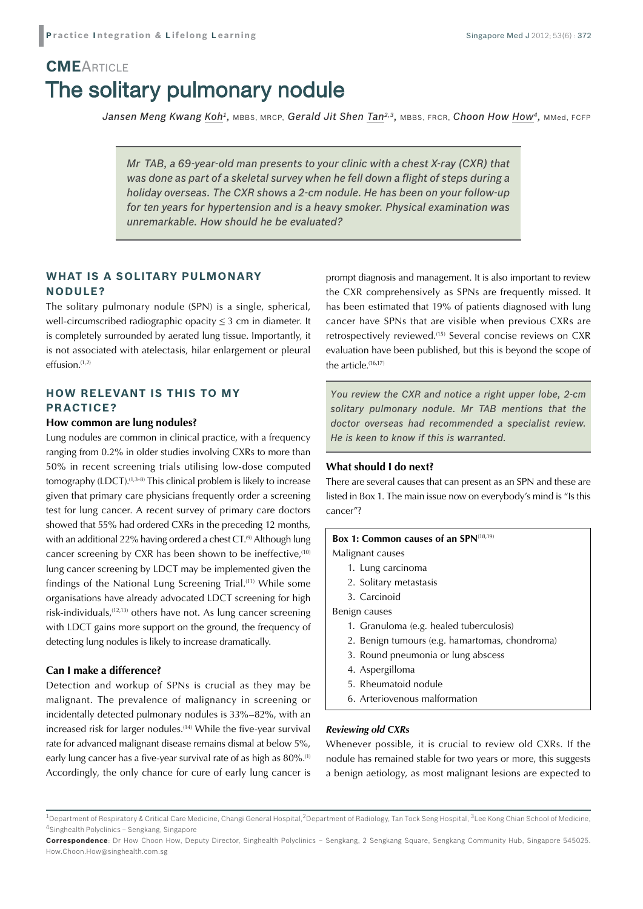## CMEArticle

# The solitary pulmonary nodule

*Jansen Meng Kwang Koh*[1], MBBS, MRCP, *Gerald Jit Shen Tan*[2,3], MBBS, FRCR, *Choon How How*[4], MMed, FCFP

> *Mr TAB, a 69-year-old man presents to your clinic with a chest X-ray (CXR) that was done as part of a skeletal survey when he fell down a flight of steps during a holiday overseas. The CXR shows a 2-cm nodule. He has been on your follow-up for ten years for hypertension and is a heavy smoker. Physical examination was unremarkable. How should he be evaluated?*

## WHAT IS A SOLITARY PULMONARY NODULE?

The solitary pulmonary nodule (SPN) is a single, spherical, well-circumscribed radiographic opacity ≤ 3 cm in diameter. It is completely surrounded by aerated lung tissue. Importantly, it is not associated with atelectasis, hilar enlargement or pleural effusion.[1,2]

## HOW RELEVANT IS THIS TO MY PRACTICE?

### How common are lung nodules?

Lung nodules are common in clinical practice, with a frequency ranging from 0.2% in older studies involving CXRs to more than 50% in recent screening trials utilising low-dose computed tomography (LDCT).[1,3-8] This clinical problem is likely to increase given that primary care physicians frequently order a screening test for lung cancer. A recent survey of primary care doctors showed that 55% had ordered CXRs in the preceding 12 months, with an additional 22% having ordered a chest CT.[9] Although lung cancer screening by CXR has been shown to be ineffective,[10] lung cancer screening by LDCT may be implemented given the findings of the National Lung Screening Trial.[11] While some organisations have already advocated LDCT screening for high risk-individuals,[12,13] others have not. As lung cancer screening with LDCT gains more support on the ground, the frequency of detecting lung nodules is likely to increase dramatically.

### Can I make a difference?

Detection and workup of SPNs is crucial as they may be malignant. The prevalence of malignancy in screening or incidentally detected pulmonary nodules is 33%–82%, with an increased risk for larger nodules.[14] While the five-year survival rate for advanced malignant disease remains dismal at below 5%, early lung cancer has a five-year survival rate of as high as 80%.[1] Accordingly, the only chance for cure of early lung cancer is prompt diagnosis and management. It is also important to review the CXR comprehensively as SPNs are frequently missed. It has been estimated that 19% of patients diagnosed with lung cancer have SPNs that are visible when previous CXRs are retrospectively reviewed.[15] Several concise reviews on CXR evaluation have been published, but this is beyond the scope of the article.[16,17]

> *You review the CXR and notice a right upper lobe, 2-cm solitary pulmonary nodule. Mr TAB mentions that the doctor overseas had recommended a specialist review. He is keen to know if this is warranted.*

### What should I do next?

There are several causes that can present as an SPN and these are listed in Box 1. The main issue now on everybody's mind is "Is this cancer"?

**Box 1: Common causes of an SPN**[18,19]

Malignant causes
1. Lung carcinoma
2. Solitary metastasis
3. Carcinoid

Benign causes
1. Granuloma (e.g. healed tuberculosis)
2. Benign tumours (e.g. hamartomas, chondroma)
3. Round pneumonia or lung abscess
4. Aspergilloma
5. Rheumatoid nodule
6. Arteriovenous malformation

#### *Reviewing old CXRs*

Whenever possible, it is crucial to review old CXRs. If the nodule has remained stable for two years or more, this suggests a benign aetiology, as most malignant lesions are expected to

[1]Department of Respiratory & Critical Care Medicine, Changi General Hospital, [2]Department of Radiology, Tan Tock Seng Hospital, [3]Lee Kong Chian School of Medicine, [4]Singhealth Polyclinics – Sengkang, Singapore

**Correspondence**: Dr How Choon How, Deputy Director, Singhealth Polyclinics – Sengkang, 2 Sengkang Square, Sengkang Community Hub, Singapore 545025. How.Choon.How@singhealth.com.sg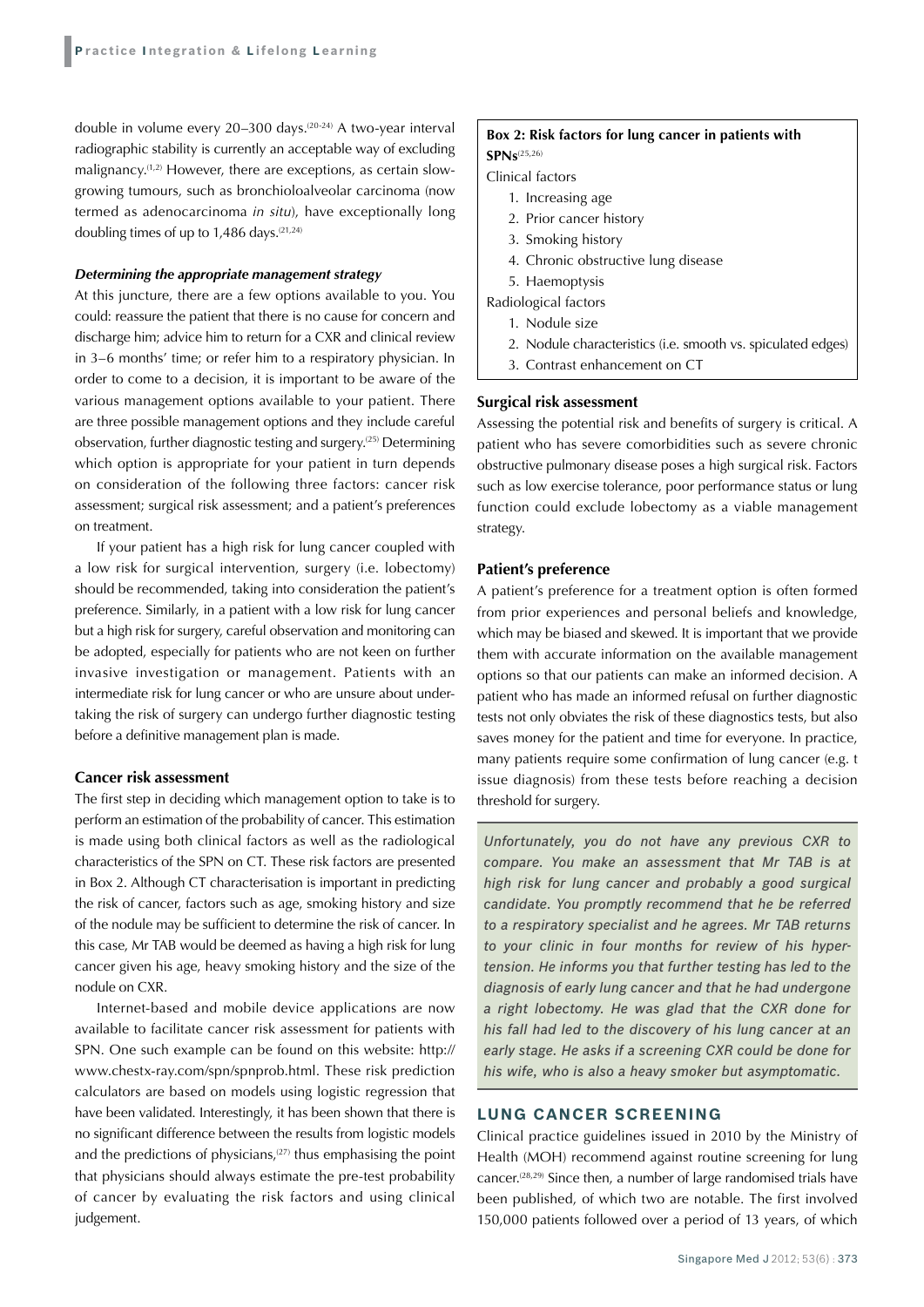double in volume every 20–300 days.[20-24] A two-year interval radiographic stability is currently an acceptable way of excluding malignancy.[1,2] However, there are exceptions, as certain slow-growing tumours, such as bronchioloalveolar carcinoma (now termed as adenocarcinoma *in situ*), have exceptionally long doubling times of up to 1,486 days.[21,24]

***Determining the appropriate management strategy***

At this juncture, there are a few options available to you. You could: reassure the patient that there is no cause for concern and discharge him; advice him to return for a CXR and clinical review in 3–6 months' time; or refer him to a respiratory physician. In order to come to a decision, it is important to be aware of the various management options available to your patient. There are three possible management options and they include careful observation, further diagnostic testing and surgery.[25] Determining which option is appropriate for your patient in turn depends on consideration of the following three factors: cancer risk assessment; surgical risk assessment; and a patient's preferences on treatment.

If your patient has a high risk for lung cancer coupled with a low risk for surgical intervention, surgery (i.e. lobectomy) should be recommended, taking into consideration the patient's preference. Similarly, in a patient with a low risk for lung cancer but a high risk for surgery, careful observation and monitoring can be adopted, especially for patients who are not keen on further invasive investigation or management. Patients with an intermediate risk for lung cancer or who are unsure about undertaking the risk of surgery can undergo further diagnostic testing before a definitive management plan is made.

### Cancer risk assessment

The first step in deciding which management option to take is to perform an estimation of the probability of cancer. This estimation is made using both clinical factors as well as the radiological characteristics of the SPN on CT. These risk factors are presented in Box 2. Although CT characterisation is important in predicting the risk of cancer, factors such as age, smoking history and size of the nodule may be sufficient to determine the risk of cancer. In this case, Mr TAB would be deemed as having a high risk for lung cancer given his age, heavy smoking history and the size of the nodule on CXR.

Internet-based and mobile device applications are now available to facilitate cancer risk assessment for patients with SPN. One such example can be found on this website: http://www.chestx-ray.com/spn/spnprob.html. These risk prediction calculators are based on models using logistic regression that have been validated. Interestingly, it has been shown that there is no significant difference between the results from logistic models and the predictions of physicians,[27] thus emphasising the point that physicians should always estimate the pre-test probability of cancer by evaluating the risk factors and using clinical judgement.

**Box 2: Risk factors for lung cancer in patients with SPNs**[25,26]

Clinical factors

1. Increasing age
2. Prior cancer history
3. Smoking history
4. Chronic obstructive lung disease
5. Haemoptysis

Radiological factors

1. Nodule size
2. Nodule characteristics (i.e. smooth vs. spiculated edges)
3. Contrast enhancement on CT

### Surgical risk assessment

Assessing the potential risk and benefits of surgery is critical. A patient who has severe comorbidities such as severe chronic obstructive pulmonary disease poses a high surgical risk. Factors such as low exercise tolerance, poor performance status or lung function could exclude lobectomy as a viable management strategy.

### Patient's preference

A patient's preference for a treatment option is often formed from prior experiences and personal beliefs and knowledge, which may be biased and skewed. It is important that we provide them with accurate information on the available management options so that our patients can make an informed decision. A patient who has made an informed refusal on further diagnostic tests not only obviates the risk of these diagnostics tests, but also saves money for the patient and time for everyone. In practice, many patients require some confirmation of lung cancer (e.g. t issue diagnosis) from these tests before reaching a decision threshold for surgery.

*Unfortunately, you do not have any previous CXR to compare. You make an assessment that Mr TAB is at high risk for lung cancer and probably a good surgical candidate. You promptly recommend that he be referred to a respiratory specialist and he agrees. Mr TAB returns to your clinic in four months for review of his hypertension. He informs you that further testing has led to the diagnosis of early lung cancer and that he had undergone a right lobectomy. He was glad that the CXR done for his fall had led to the discovery of his lung cancer at an early stage. He asks if a screening CXR could be done for his wife, who is also a heavy smoker but asymptomatic.*

## LUNG CANCER SCREENING

Clinical practice guidelines issued in 2010 by the Ministry of Health (MOH) recommend against routine screening for lung cancer.[28,29] Since then, a number of large randomised trials have been published, of which two are notable. The first involved 150,000 patients followed over a period of 13 years, of which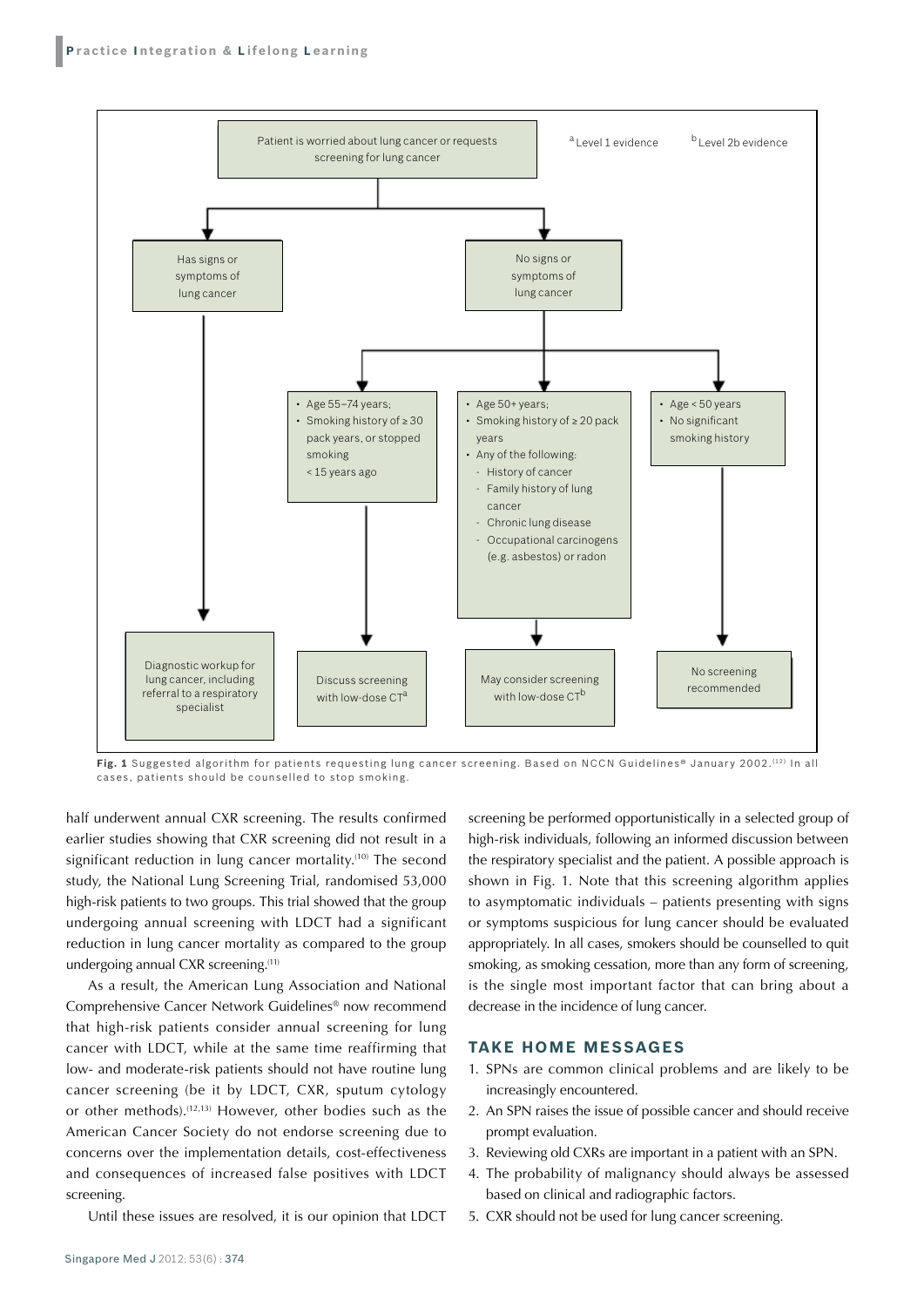Patient is worried about lung cancer or requests screening for lung cancer

[a] Level 1 evidence [b] Level 2b evidence

- Has signs or symptoms of lung cancer → Diagnostic workup for lung cancer, including referral to a respiratory specialist
- No signs or symptoms of lung cancer
  - Age 55–74 years; Smoking history of ≥ 30 pack years, or stopped smoking < 15 years ago → Discuss screening with low-dose CT[a]
  - Age 50+ years; Smoking history of ≥ 20 pack years; Any of the following: History of cancer; Family history of lung cancer; Chronic lung disease; Occupational carcinogens (e.g. asbestos) or radon → May consider screening with low-dose CT[b]
  - Age < 50 years; No significant smoking history → No screening recommended

**Fig. 1** Suggested algorithm for patients requesting lung cancer screening. Based on NCCN Guidelines® January 2002.[12] In all cases, patients should be counselled to stop smoking.

half underwent annual CXR screening. The results confirmed earlier studies showing that CXR screening did not result in a significant reduction in lung cancer mortality.[10] The second study, the National Lung Screening Trial, randomised 53,000 high-risk patients to two groups. This trial showed that the group undergoing annual screening with LDCT had a significant reduction in lung cancer mortality as compared to the group undergoing annual CXR screening.[11]

As a result, the American Lung Association and National Comprehensive Cancer Network Guidelines® now recommend that high-risk patients consider annual screening for lung cancer with LDCT, while at the same time reaffirming that low- and moderate-risk patients should not have routine lung cancer screening (be it by LDCT, CXR, sputum cytology or other methods).[12,13] However, other bodies such as the American Cancer Society do not endorse screening due to concerns over the implementation details, cost-effectiveness and consequences of increased false positives with LDCT screening.

Until these issues are resolved, it is our opinion that LDCT screening be performed opportunistically in a selected group of high-risk individuals, following an informed discussion between the respiratory specialist and the patient. A possible approach is shown in Fig. 1. Note that this screening algorithm applies to asymptomatic individuals – patients presenting with signs or symptoms suspicious for lung cancer should be evaluated appropriately. In all cases, smokers should be counselled to quit smoking, as smoking cessation, more than any form of screening, is the single most important factor that can bring about a decrease in the incidence of lung cancer.

## TAKE HOME MESSAGES

1. SPNs are common clinical problems and are likely to be increasingly encountered.
2. An SPN raises the issue of possible cancer and should receive prompt evaluation.
3. Reviewing old CXRs are important in a patient with an SPN.
4. The probability of malignancy should always be assessed based on clinical and radiographic factors.
5. CXR should not be used for lung cancer screening.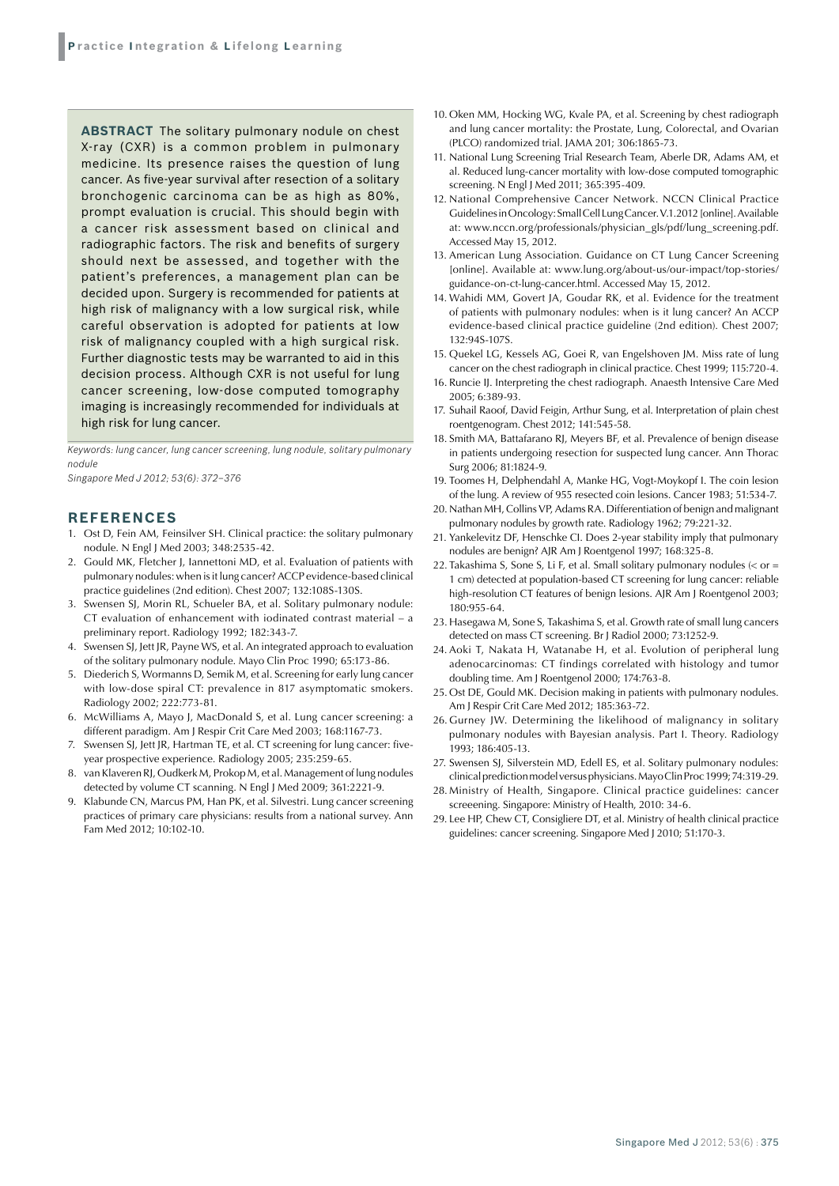**ABSTRACT** The solitary pulmonary nodule on chest X-ray (CXR) is a common problem in pulmonary medicine. Its presence raises the question of lung cancer. As five-year survival after resection of a solitary bronchogenic carcinoma can be as high as 80%, prompt evaluation is crucial. This should begin with a cancer risk assessment based on clinical and radiographic factors. The risk and benefits of surgery should next be assessed, and together with the patient's preferences, a management plan can be decided upon. Surgery is recommended for patients at high risk of malignancy with a low surgical risk, while careful observation is adopted for patients at low risk of malignancy coupled with a high surgical risk. Further diagnostic tests may be warranted to aid in this decision process. Although CXR is not useful for lung cancer screening, low-dose computed tomography imaging is increasingly recommended for individuals at high risk for lung cancer.

*Keywords: lung cancer, lung cancer screening, lung nodule, solitary pulmonary nodule*

*Singapore Med J 2012; 53(6): 372–376*

## REFERENCES

1. Ost D, Fein AM, Feinsilver SH. Clinical practice: the solitary pulmonary nodule. N Engl J Med 2003; 348:2535-42.
2. Gould MK, Fletcher J, Iannettoni MD, et al. Evaluation of patients with pulmonary nodules: when is it lung cancer? ACCP evidence-based clinical practice guidelines (2nd edition). Chest 2007; 132:108S-130S.
3. Swensen SJ, Morin RL, Schueler BA, et al. Solitary pulmonary nodule: CT evaluation of enhancement with iodinated contrast material – a preliminary report. Radiology 1992; 182:343-7.
4. Swensen SJ, Jett JR, Payne WS, et al. An integrated approach to evaluation of the solitary pulmonary nodule. Mayo Clin Proc 1990; 65:173-86.
5. Diederich S, Wormanns D, Semik M, et al. Screening for early lung cancer with low-dose spiral CT: prevalence in 817 asymptomatic smokers. Radiology 2002; 222:773-81.
6. McWilliams A, Mayo J, MacDonald S, et al. Lung cancer screening: a different paradigm. Am J Respir Crit Care Med 2003; 168:1167-73.
7. Swensen SJ, Jett JR, Hartman TE, et al. CT screening for lung cancer: five-year prospective experience. Radiology 2005; 235:259-65.
8. van Klaveren RJ, Oudkerk M, Prokop M, et al. Management of lung nodules detected by volume CT scanning. N Engl J Med 2009; 361:2221-9.
9. Klabunde CN, Marcus PM, Han PK, et al. Silvestri. Lung cancer screening practices of primary care physicians: results from a national survey. Ann Fam Med 2012; 10:102-10.
10. Oken MM, Hocking WG, Kvale PA, et al. Screening by chest radiograph and lung cancer mortality: the Prostate, Lung, Colorectal, and Ovarian (PLCO) randomized trial. JAMA 201; 306:1865-73.
11. National Lung Screening Trial Research Team, Aberle DR, Adams AM, et al. Reduced lung-cancer mortality with low-dose computed tomographic screening. N Engl J Med 2011; 365:395-409.
12. National Comprehensive Cancer Network. NCCN Clinical Practice Guidelines in Oncology: Small Cell Lung Cancer. V.1.2012 [online]. Available at: www.nccn.org/professionals/physician_gls/pdf/lung_screening.pdf. Accessed May 15, 2012.
13. American Lung Association. Guidance on CT Lung Cancer Screening [online]. Available at: www.lung.org/about-us/our-impact/top-stories/guidance-on-ct-lung-cancer.html. Accessed May 15, 2012.
14. Wahidi MM, Govert JA, Goudar RK, et al. Evidence for the treatment of patients with pulmonary nodules: when is it lung cancer? An ACCP evidence-based clinical practice guideline (2nd edition). Chest 2007; 132:94S-107S.
15. Quekel LG, Kessels AG, Goei R, van Engelshoven JM. Miss rate of lung cancer on the chest radiograph in clinical practice. Chest 1999; 115:720-4.
16. Runcie IJ. Interpreting the chest radiograph. Anaesth Intensive Care Med 2005; 6:389-93.
17. Suhail Raoof, David Feigin, Arthur Sung, et al. Interpretation of plain chest roentgenogram. Chest 2012; 141:545-58.
18. Smith MA, Battafarano RJ, Meyers BF, et al. Prevalence of benign disease in patients undergoing resection for suspected lung cancer. Ann Thorac Surg 2006; 81:1824-9.
19. Toomes H, Delphendahl A, Manke HG, Vogt-Moykopf I. The coin lesion of the lung. A review of 955 resected coin lesions. Cancer 1983; 51:534-7.
20. Nathan MH, Collins VP, Adams RA. Differentiation of benign and malignant pulmonary nodules by growth rate. Radiology 1962; 79:221-32.
21. Yankelevitz DF, Henschke CI. Does 2-year stability imply that pulmonary nodules are benign? AJR Am J Roentgenol 1997; 168:325-8.
22. Takashima S, Sone S, Li F, et al. Small solitary pulmonary nodules (< or = 1 cm) detected at population-based CT screening for lung cancer: reliable high-resolution CT features of benign lesions. AJR Am J Roentgenol 2003; 180:955-64.
23. Hasegawa M, Sone S, Takashima S, et al. Growth rate of small lung cancers detected on mass CT screening. Br J Radiol 2000; 73:1252-9.
24. Aoki T, Nakata H, Watanabe H, et al. Evolution of peripheral lung adenocarcinomas: CT findings correlated with histology and tumor doubling time. Am J Roentgenol 2000; 174:763-8.
25. Ost DE, Gould MK. Decision making in patients with pulmonary nodules. Am J Respir Crit Care Med 2012; 185:363-72.
26. Gurney JW. Determining the likelihood of malignancy in solitary pulmonary nodules with Bayesian analysis. Part I. Theory. Radiology 1993; 186:405-13.
27. Swensen SJ, Silverstein MD, Edell ES, et al. Solitary pulmonary nodules: clinical prediction model versus physicians. Mayo Clin Proc 1999; 74:319-29.
28. Ministry of Health, Singapore. Clinical practice guidelines: cancer screeening. Singapore: Ministry of Health, 2010: 34-6.
29. Lee HP, Chew CT, Consigliere DT, et al. Ministry of health clinical practice guidelines: cancer screening. Singapore Med J 2010; 51:170-3.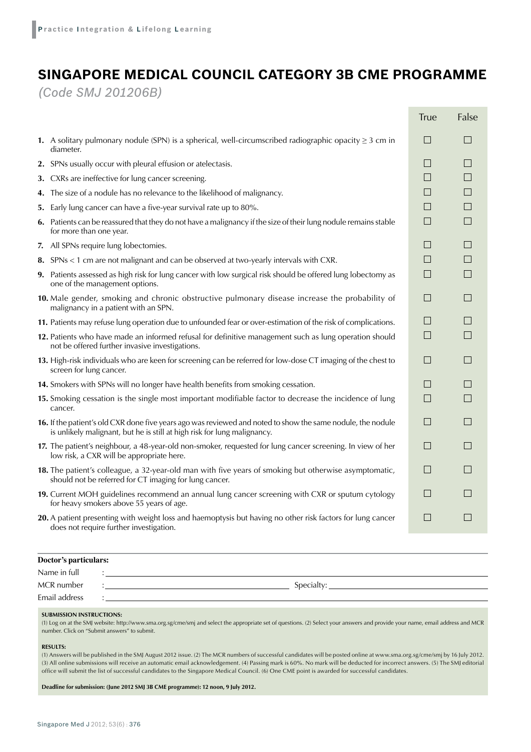# SINGAPORE MEDICAL COUNCIL CATEGORY 3B CME PROGRAMME

*(Code SMJ 201206B)*

| | True | False |
|---|---|---|
| **1.** A solitary pulmonary nodule (SPN) is a spherical, well-circumscribed radiographic opacity ≥ 3 cm in diameter. | ☐ | ☐ |
| **2.** SPNs usually occur with pleural effusion or atelectasis. | ☐ | ☐ |
| **3.** CXRs are ineffective for lung cancer screening. | ☐ | ☐ |
| **4.** The size of a nodule has no relevance to the likelihood of malignancy. | ☐ | ☐ |
| **5.** Early lung cancer can have a five-year survival rate up to 80%. | ☐ | ☐ |
| **6.** Patients can be reassured that they do not have a malignancy if the size of their lung nodule remains stable for more than one year. | ☐ | ☐ |
| **7.** All SPNs require lung lobectomies. | ☐ | ☐ |
| **8.** SPNs < 1 cm are not malignant and can be observed at two-yearly intervals with CXR. | ☐ | ☐ |
| **9.** Patients assessed as high risk for lung cancer with low surgical risk should be offered lung lobectomy as one of the management options. | ☐ | ☐ |
| **10.** Male gender, smoking and chronic obstructive pulmonary disease increase the probability of malignancy in a patient with an SPN. | ☐ | ☐ |
| **11.** Patients may refuse lung operation due to unfounded fear or over-estimation of the risk of complications. | ☐ | ☐ |
| **12.** Patients who have made an informed refusal for definitive management such as lung operation should not be offered further invasive investigations. | ☐ | ☐ |
| **13.** High-risk individuals who are keen for screening can be referred for low-dose CT imaging of the chest to screen for lung cancer. | ☐ | ☐ |
| **14.** Smokers with SPNs will no longer have health benefits from smoking cessation. | ☐ | ☐ |
| **15.** Smoking cessation is the single most important modifiable factor to decrease the incidence of lung cancer. | ☐ | ☐ |
| **16.** If the patient's old CXR done five years ago was reviewed and noted to show the same nodule, the nodule is unlikely malignant, but he is still at high risk for lung malignancy. | ☐ | ☐ |
| **17.** The patient's neighbour, a 48-year-old non-smoker, requested for lung cancer screening. In view of her low risk, a CXR will be appropriate here. | ☐ | ☐ |
| **18.** The patient's colleague, a 32-year-old man with five years of smoking but otherwise asymptomatic, should not be referred for CT imaging for lung cancer. | ☐ | ☐ |
| **19.** Current MOH guidelines recommend an annual lung cancer screening with CXR or sputum cytology for heavy smokers above 55 years of age. | ☐ | ☐ |
| **20.** A patient presenting with weight loss and haemoptysis but having no other risk factors for lung cancer does not require further investigation. | ☐ | ☐ |

**Doctor's particulars:**

Name in full : ______________________

MCR number : ______________________ Specialty: ______________________

Email address : ______________________

**SUBMISSION INSTRUCTIONS:**

(1) Log on at the SMJ website: http://www.sma.org.sg/cme/smj and select the appropriate set of questions. (2) Select your answers and provide your name, email address and MCR number. Click on "Submit answers" to submit.

**RESULTS:**

(1) Answers will be published in the SMJ August 2012 issue. (2) The MCR numbers of successful candidates will be posted online at www.sma.org.sg/cme/smj by 16 July 2012. (3) All online submissions will receive an automatic email acknowledgement. (4) Passing mark is 60%. No mark will be deducted for incorrect answers. (5) The SMJ editorial office will submit the list of successful candidates to the Singapore Medical Council. (6) One CME point is awarded for successful candidates.

**Deadline for submission: (June 2012 SMJ 3B CME programme): 12 noon, 9 July 2012.**